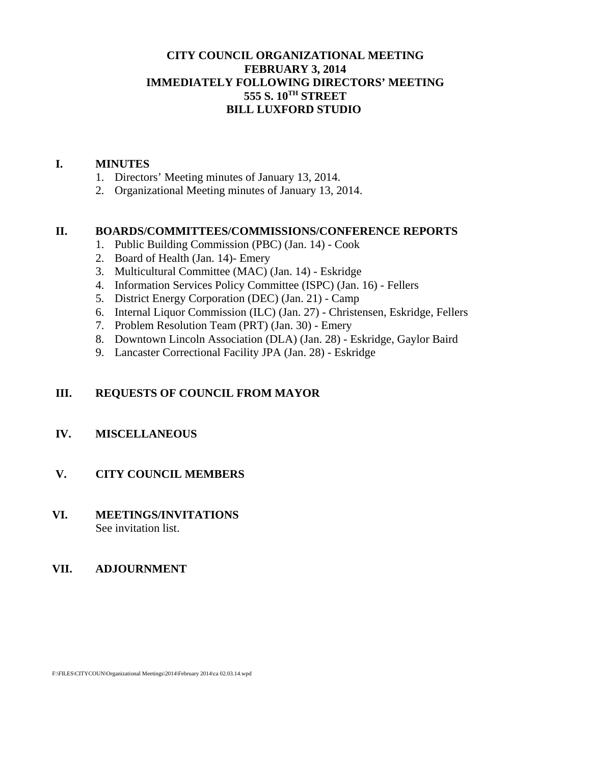# CITY COUNCIL ORGANIZATIONAL MEETING
# FEBRUARY 3, 2014
# IMMEDIATELY FOLLOWING DIRECTORS' MEETING
# 555 S. 10TH STREET
# BILL LUXFORD STUDIO

## I. MINUTES

1. Directors' Meeting minutes of January 13, 2014.
2. Organizational Meeting minutes of January 13, 2014.

## II. BOARDS/COMMITTEES/COMMISSIONS/CONFERENCE REPORTS

1. Public Building Commission (PBC) (Jan. 14) - Cook
2. Board of Health (Jan. 14)- Emery
3. Multicultural Committee (MAC) (Jan. 14) - Eskridge
4. Information Services Policy Committee (ISPC) (Jan. 16) - Fellers
5. District Energy Corporation (DEC) (Jan. 21) - Camp
6. Internal Liquor Commission (ILC) (Jan. 27) - Christensen, Eskridge, Fellers
7. Problem Resolution Team (PRT) (Jan. 30) - Emery
8. Downtown Lincoln Association (DLA) (Jan. 28) - Eskridge, Gaylor Baird
9. Lancaster Correctional Facility JPA (Jan. 28) - Eskridge

## III. REQUESTS OF COUNCIL FROM MAYOR

## IV. MISCELLANEOUS

## V. CITY COUNCIL MEMBERS

## VI. MEETINGS/INVITATIONS

See invitation list.

## VII. ADJOURNMENT

F:\FILES\CITYCOUN\Organizational Meetings\2014\February 2014\ca 02.03.14.wpd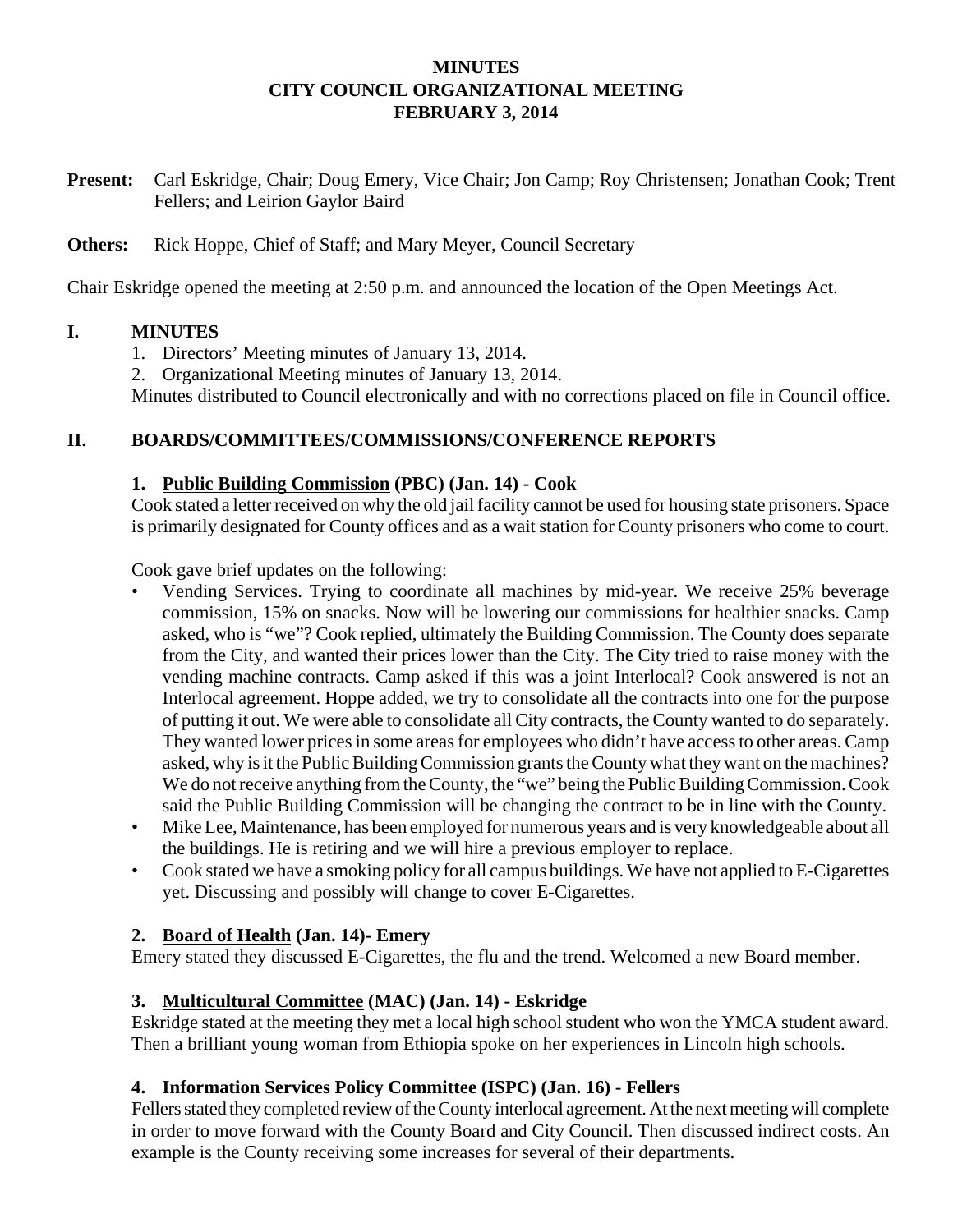# MINUTES
# CITY COUNCIL ORGANIZATIONAL MEETING
# FEBRUARY 3, 2014

**Present:** Carl Eskridge, Chair; Doug Emery, Vice Chair; Jon Camp; Roy Christensen; Jonathan Cook; Trent Fellers; and Leirion Gaylor Baird

**Others:** Rick Hoppe, Chief of Staff; and Mary Meyer, Council Secretary

Chair Eskridge opened the meeting at 2:50 p.m. and announced the location of the Open Meetings Act.

## I. MINUTES

1. Directors' Meeting minutes of January 13, 2014.
2. Organizational Meeting minutes of January 13, 2014.

Minutes distributed to Council electronically and with no corrections placed on file in Council office.

## II. BOARDS/COMMITTEES/COMMISSIONS/CONFERENCE REPORTS

### 1. Public Building Commission (PBC) (Jan. 14) - Cook

Cook stated a letter received on why the old jail facility cannot be used for housing state prisoners. Space is primarily designated for County offices and as a wait station for County prisoners who come to court.

Cook gave brief updates on the following:

- Vending Services. Trying to coordinate all machines by mid-year. We receive 25% beverage commission, 15% on snacks. Now will be lowering our commissions for healthier snacks. Camp asked, who is "we"? Cook replied, ultimately the Building Commission. The County does separate from the City, and wanted their prices lower than the City. The City tried to raise money with the vending machine contracts. Camp asked if this was a joint Interlocal? Cook answered is not an Interlocal agreement. Hoppe added, we try to consolidate all the contracts into one for the purpose of putting it out. We were able to consolidate all City contracts, the County wanted to do separately. They wanted lower prices in some areas for employees who didn't have access to other areas. Camp asked, why is it the Public Building Commission grants the County what they want on the machines? We do not receive anything from the County, the "we" being the Public Building Commission. Cook said the Public Building Commission will be changing the contract to be in line with the County.
- Mike Lee, Maintenance, has been employed for numerous years and is very knowledgeable about all the buildings. He is retiring and we will hire a previous employer to replace.
- Cook stated we have a smoking policy for all campus buildings. We have not applied to E-Cigarettes yet. Discussing and possibly will change to cover E-Cigarettes.

### 2. Board of Health (Jan. 14)- Emery

Emery stated they discussed E-Cigarettes, the flu and the trend. Welcomed a new Board member.

### 3. Multicultural Committee (MAC) (Jan. 14) - Eskridge

Eskridge stated at the meeting they met a local high school student who won the YMCA student award. Then a brilliant young woman from Ethiopia spoke on her experiences in Lincoln high schools.

### 4. Information Services Policy Committee (ISPC) (Jan. 16) - Fellers

Fellers stated they completed review of the County interlocal agreement. At the next meeting will complete in order to move forward with the County Board and City Council. Then discussed indirect costs. An example is the County receiving some increases for several of their departments.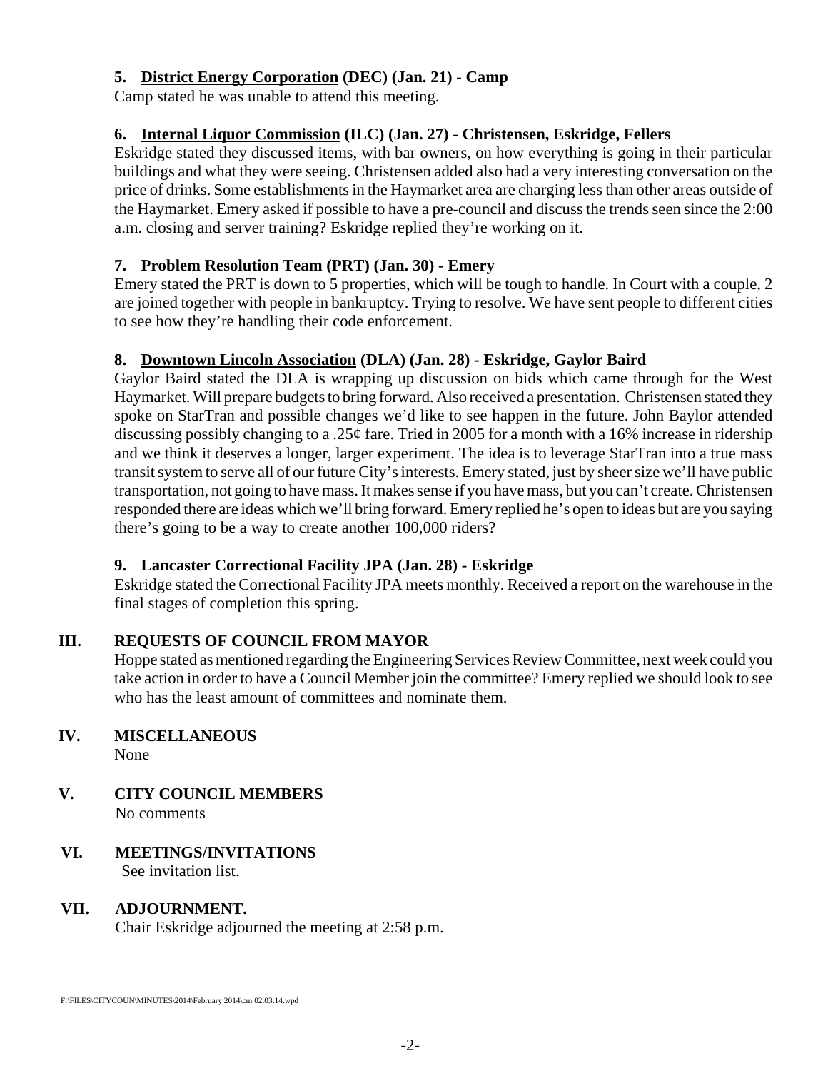**5. <u>District Energy Corporation</u> (DEC) (Jan. 21) - Camp**
Camp stated he was unable to attend this meeting.

**6. <u>Internal Liquor Commission</u> (ILC) (Jan. 27) - Christensen, Eskridge, Fellers**
Eskridge stated they discussed items, with bar owners, on how everything is going in their particular buildings and what they were seeing. Christensen added also had a very interesting conversation on the price of drinks. Some establishments in the Haymarket area are charging less than other areas outside of the Haymarket. Emery asked if possible to have a pre-council and discuss the trends seen since the 2:00 a.m. closing and server training? Eskridge replied they're working on it.

**7. <u>Problem Resolution Team</u> (PRT) (Jan. 30) - Emery**
Emery stated the PRT is down to 5 properties, which will be tough to handle. In Court with a couple, 2 are joined together with people in bankruptcy. Trying to resolve. We have sent people to different cities to see how they're handling their code enforcement.

**8. <u>Downtown Lincoln Association</u> (DLA) (Jan. 28) - Eskridge, Gaylor Baird**
Gaylor Baird stated the DLA is wrapping up discussion on bids which came through for the West Haymarket. Will prepare budgets to bring forward. Also received a presentation. Christensen stated they spoke on StarTran and possible changes we'd like to see happen in the future. John Baylor attended discussing possibly changing to a .25¢ fare. Tried in 2005 for a month with a 16% increase in ridership and we think it deserves a longer, larger experiment. The idea is to leverage StarTran into a true mass transit system to serve all of our future City's interests. Emery stated, just by sheer size we'll have public transportation, not going to have mass. It makes sense if you have mass, but you can't create. Christensen responded there are ideas which we'll bring forward. Emery replied he's open to ideas but are you saying there's going to be a way to create another 100,000 riders?

**9. <u>Lancaster Correctional Facility JPA</u> (Jan. 28) - Eskridge**
Eskridge stated the Correctional Facility JPA meets monthly. Received a report on the warehouse in the final stages of completion this spring.

## III. REQUESTS OF COUNCIL FROM MAYOR

Hoppe stated as mentioned regarding the Engineering Services Review Committee, next week could you take action in order to have a Council Member join the committee? Emery replied we should look to see who has the least amount of committees and nominate them.

## IV. MISCELLANEOUS

None

## V. CITY COUNCIL MEMBERS

No comments

## VI. MEETINGS/INVITATIONS

See invitation list.

## VII. ADJOURNMENT.

Chair Eskridge adjourned the meeting at 2:58 p.m.

F:\FILES\CITYCOUN\MINUTES\2014\February 2014\cm 02.03.14.wpd